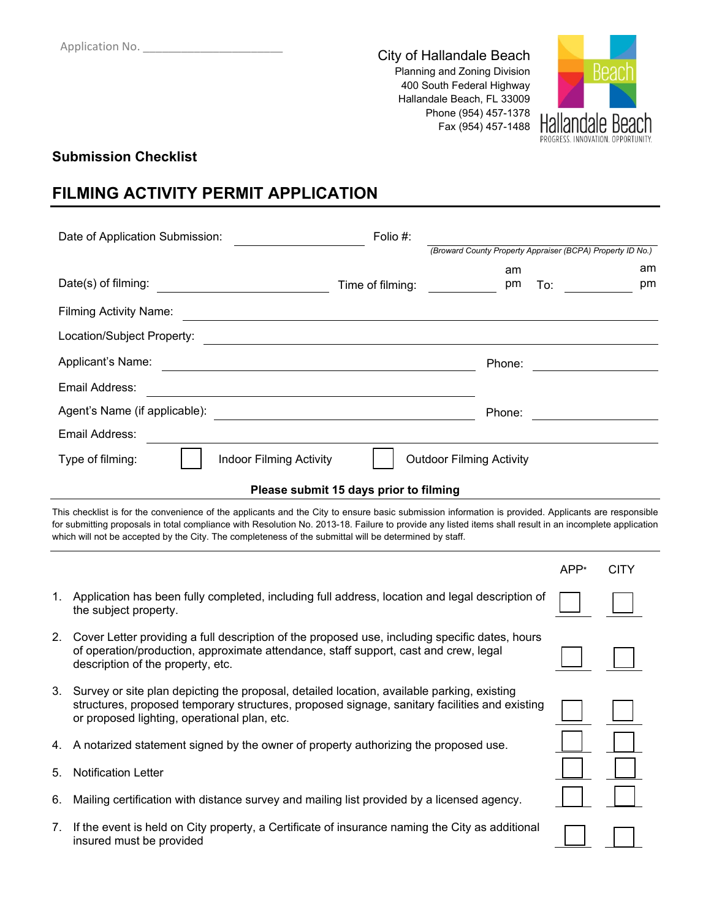Application No. ______________________

City of Hallandale Beach
Planning and Zoning Division
400 South Federal Highway
Hallandale Beach, FL 33009
Phone (954) 457-1378
Fax (954) 457-1488

Hallandale Beach
PROGRESS. INNOVATION. OPPORTUNITY.

## Submission Checklist

# FILMING ACTIVITY PERMIT APPLICATION

Date of Application Submission: ______________________ Folio #: ______________________
*(Broward County Property Appraiser (BCPA) Property ID No.)*

Date(s) of filming: ______________________ Time of filming: __________ am/pm To: __________ am/pm

Filming Activity Name: ______________________

Location/Subject Property: ______________________

Applicant's Name: ______________________ Phone: ______________________

Email Address: ______________________

Agent's Name (if applicable): ______________________ Phone: ______________________

Email Address: ______________________

Type of filming: ☐ Indoor Filming Activity ☐ Outdoor Filming Activity

**Please submit 15 days prior to filming**

This checklist is for the convenience of the applicants and the City to ensure basic submission information is provided. Applicants are responsible for submitting proposals in total compliance with Resolution No. 2013-18. Failure to provide any listed items shall result in an incomplete application which will not be accepted by the City. The completeness of the submittal will be determined by staff.

| | Item | APP* | CITY |
|---|---|---|---|
| 1. | Application has been fully completed, including full address, location and legal description of the subject property. | ☐ | ☐ |
| 2. | Cover Letter providing a full description of the proposed use, including specific dates, hours of operation/production, approximate attendance, staff support, cast and crew, legal description of the property, etc. | ☐ | ☐ |
| 3. | Survey or site plan depicting the proposal, detailed location, available parking, existing structures, proposed temporary structures, proposed signage, sanitary facilities and existing or proposed lighting, operational plan, etc. | ☐ | ☐ |
| 4. | A notarized statement signed by the owner of property authorizing the proposed use. | ☐ | ☐ |
| 5. | Notification Letter | ☐ | ☐ |
| 6. | Mailing certification with distance survey and mailing list provided by a licensed agency. | ☐ | ☐ |
| 7. | If the event is held on City property, a Certificate of insurance naming the City as additional insured must be provided | ☐ | ☐ |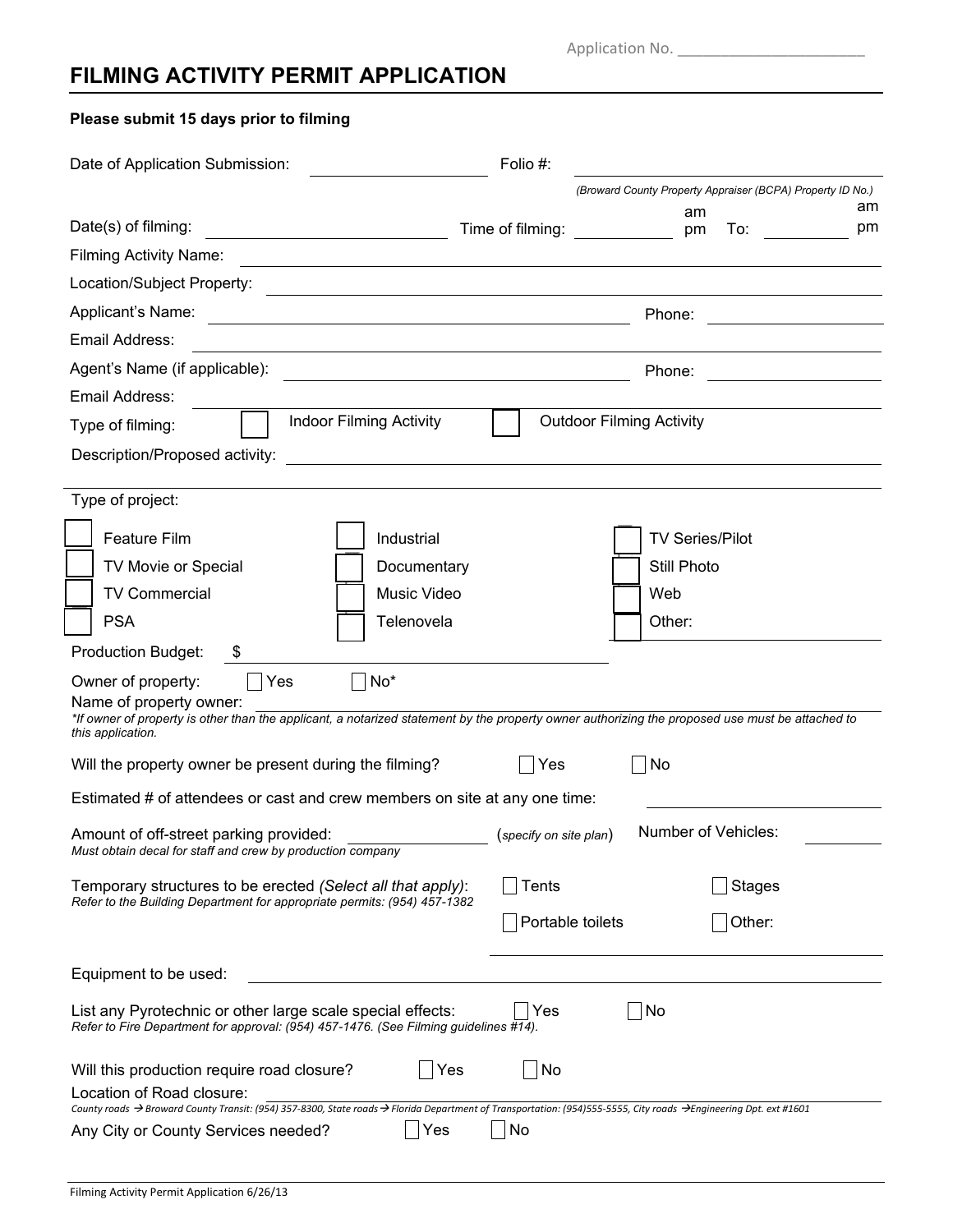Application No. ______________________

# FILMING ACTIVITY PERMIT APPLICATION

**Please submit 15 days prior to filming**

Date of Application Submission: ____________________ Folio #: ____________________

*(Broward County Property Appraiser (BCPA) Property ID No.)*

Date(s) of filming: ____________________ Time of filming: __________ am pm To: __________ am pm

Filming Activity Name: ____________________

Location/Subject Property: ____________________

Applicant's Name: ____________________ Phone: ____________________

Email Address: ____________________

Agent's Name (if applicable): ____________________ Phone: ____________________

Email Address: ____________________

Type of filming: ☐ Indoor Filming Activity ☐ Outdoor Filming Activity

Description/Proposed activity: ____________________

Type of project:

| | | |
|---|---|---|
| ☐ Feature Film | ☐ Industrial | ☐ TV Series/Pilot |
| ☐ TV Movie or Special | ☐ Documentary | ☐ Still Photo |
| ☐ TV Commercial | ☐ Music Video | ☐ Web |
| ☐ PSA | ☐ Telenovela | ☐ Other: |

Production Budget: $ ____________________

Owner of property: ☐ Yes ☐ No*

Name of property owner: ____________________

*\*If owner of property is other than the applicant, a notarized statement by the property owner authorizing the proposed use must be attached to this application.*

Will the property owner be present during the filming? ☐ Yes ☐ No

Estimated # of attendees or cast and crew members on site at any one time: ____________________

Amount of off-street parking provided: ____________ (*specify on site plan*) Number of Vehicles: __________

*Must obtain decal for staff and crew by production company*

Temporary structures to be erected *(Select all that apply)*: ☐ Tents ☐ Stages ☐ Portable toilets ☐ Other:

*Refer to the Building Department for appropriate permits: (954) 457-1382*

Equipment to be used: ____________________

List any Pyrotechnic or other large scale special effects: ☐ Yes ☐ No

*Refer to Fire Department for approval: (954) 457-1476. (See Filming guidelines #14).*

Will this production require road closure? ☐ Yes ☐ No

Location of Road closure: ____________________

*County roads → Broward County Transit: (954) 357-8300, State roads → Florida Department of Transportation: (954)555-5555, City roads → Engineering Dpt. ext #1601*

Any City or County Services needed? ☐ Yes ☐ No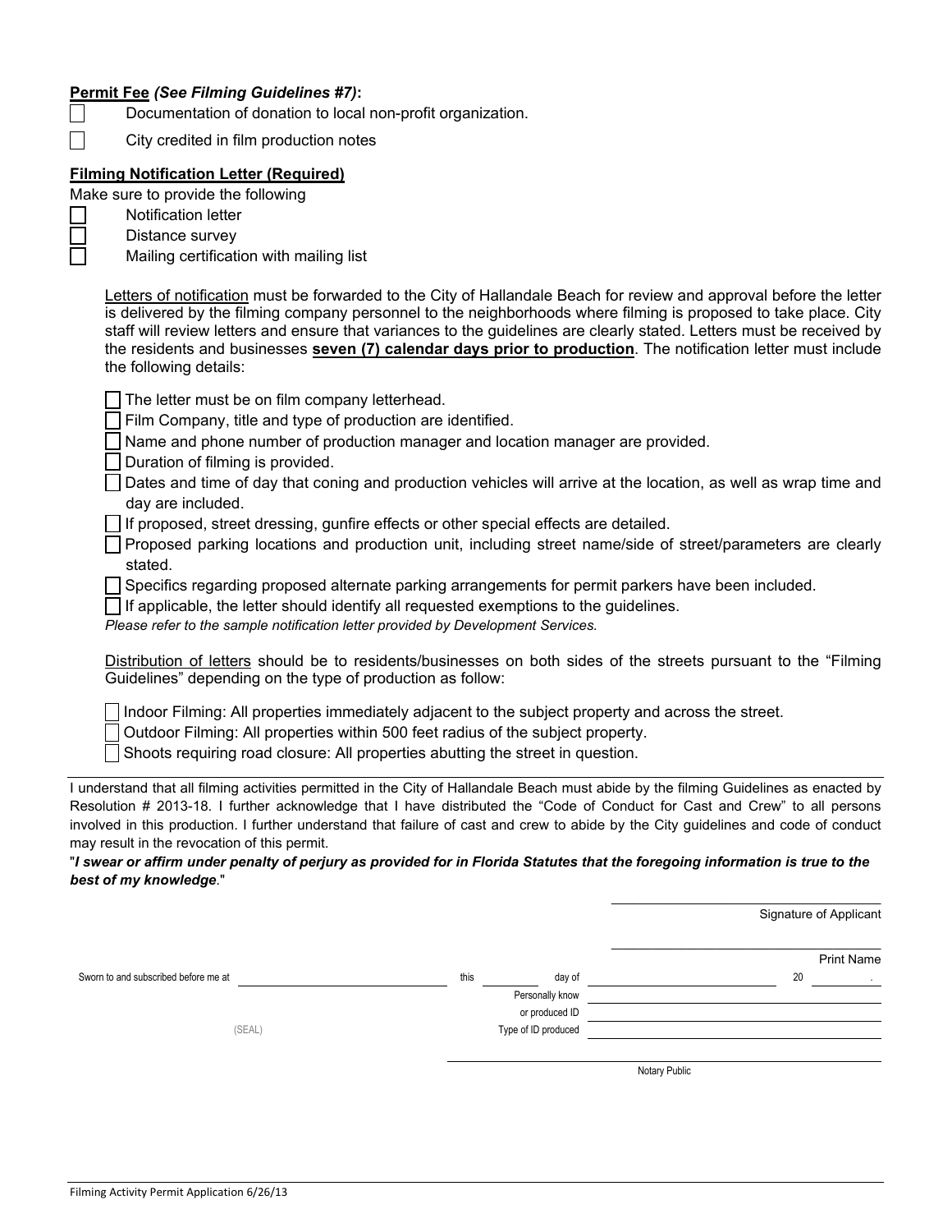**Permit Fee** ***(See Filming Guidelines #7)*****:**

- ☐ Documentation of donation to local non-profit organization.
- ☐ City credited in film production notes

**Filming Notification Letter (Required)**

Make sure to provide the following

- ☐ Notification letter
- ☐ Distance survey
- ☐ Mailing certification with mailing list

Letters of notification must be forwarded to the City of Hallandale Beach for review and approval before the letter is delivered by the filming company personnel to the neighborhoods where filming is proposed to take place. City staff will review letters and ensure that variances to the guidelines are clearly stated. Letters must be received by the residents and businesses **seven (7) calendar days prior to production**. The notification letter must include the following details:

- ☐ The letter must be on film company letterhead.
- ☐ Film Company, title and type of production are identified.
- ☐ Name and phone number of production manager and location manager are provided.
- ☐ Duration of filming is provided.
- ☐ Dates and time of day that coning and production vehicles will arrive at the location, as well as wrap time and day are included.
- ☐ If proposed, street dressing, gunfire effects or other special effects are detailed.
- ☐ Proposed parking locations and production unit, including street name/side of street/parameters are clearly stated.
- ☐ Specifics regarding proposed alternate parking arrangements for permit parkers have been included.
- ☐ If applicable, the letter should identify all requested exemptions to the guidelines.

*Please refer to the sample notification letter provided by Development Services.*

Distribution of letters should be to residents/businesses on both sides of the streets pursuant to the "Filming Guidelines" depending on the type of production as follow:

- ☐ Indoor Filming: All properties immediately adjacent to the subject property and across the street.
- ☐ Outdoor Filming: All properties within 500 feet radius of the subject property.
- ☐ Shoots requiring road closure: All properties abutting the street in question.

I understand that all filming activities permitted in the City of Hallandale Beach must abide by the filming Guidelines as enacted by Resolution # 2013-18. I further acknowledge that I have distributed the "Code of Conduct for Cast and Crew" to all persons involved in this production. I further understand that failure of cast and crew to abide by the City guidelines and code of conduct may result in the revocation of this permit.

"***I swear or affirm under penalty of perjury as provided for in Florida Statutes that the foregoing information is true to the best of my knowledge***."

\_\_\_\_\_\_\_\_\_\_\_\_\_\_\_\_\_\_\_\_\_\_\_\_\_\_\_\_\_\_
Signature of Applicant

\_\_\_\_\_\_\_\_\_\_\_\_\_\_\_\_\_\_\_\_\_\_\_\_\_\_\_\_\_\_
Print Name

Sworn to and subscribed before me at \_\_\_\_\_\_\_\_\_\_\_\_\_\_\_\_ this \_\_\_\_\_\_ day of \_\_\_\_\_\_\_\_\_\_\_\_\_\_\_\_ 20 \_\_\_\_\_\_.

Personally know \_\_\_\_\_\_\_\_\_\_\_\_\_\_\_\_

or produced ID \_\_\_\_\_\_\_\_\_\_\_\_\_\_\_\_

(SEAL) Type of ID produced \_\_\_\_\_\_\_\_\_\_\_\_\_\_\_\_

\_\_\_\_\_\_\_\_\_\_\_\_\_\_\_\_\_\_\_\_\_\_\_\_\_\_\_\_\_\_
Notary Public

Filming Activity Permit Application 6/26/13